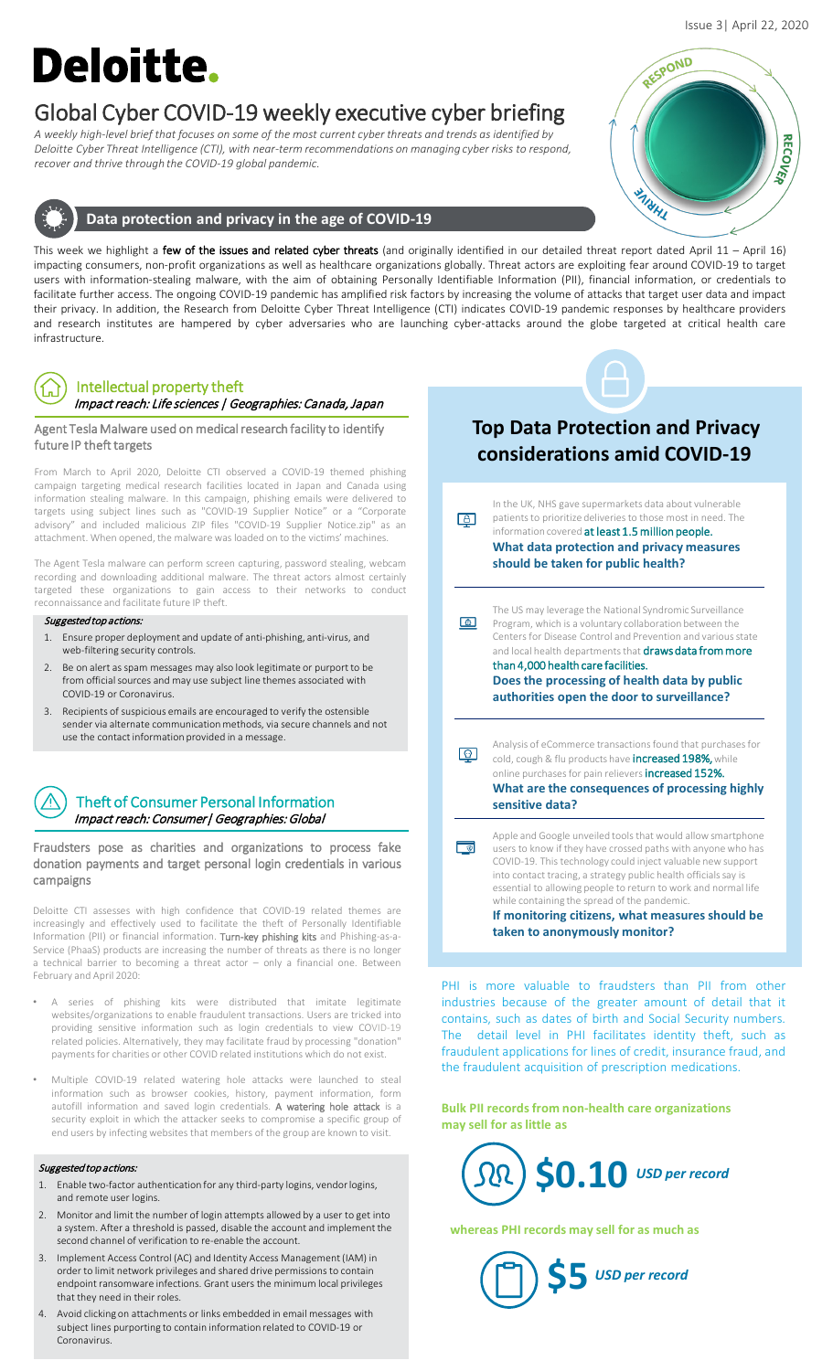Issue 3| April 22, 2020

# Deloitte.

# Global Cyber COVID-19 weekly executive cyber briefing

*A weekly high-level brief that focuses on some of the most current cyber threats and trends as identified by Deloitte Cyber Threat Intelligence (CTI), with near-term recommendations on managing cyber risks to respond, recover and thrive through the COVID-19 global pandemic.*

RESPOND · RECOVER · THRIVE

## Data protection and privacy in the age of COVID-19

This week we highlight a **few of the issues and related cyber threats** (and originally identified in our detailed threat report dated April 11 – April 16) impacting consumers, non-profit organizations as well as healthcare organizations globally. Threat actors are exploiting fear around COVID-19 to target users with information-stealing malware, with the aim of obtaining Personally Identifiable Information (PII), financial information, or credentials to facilitate further access. The ongoing COVID-19 pandemic has amplified risk factors by increasing the volume of attacks that target user data and impact their privacy. In addition, the Research from Deloitte Cyber Threat Intelligence (CTI) indicates COVID-19 pandemic responses by healthcare providers and research institutes are hampered by cyber adversaries who are launching cyber-attacks around the globe targeted at critical health care infrastructure.

## Intellectual property theft

*Impact reach: Life sciences | Geographies: Canada, Japan*

### Agent Tesla Malware used on medical research facility to identify future IP theft targets

From March to April 2020, Deloitte CTI observed a COVID-19 themed phishing campaign targeting medical research facilities located in Japan and Canada using information stealing malware. In this campaign, phishing emails were delivered to targets using subject lines such as "COVID-19 Supplier Notice" or a "Corporate advisory" and included malicious ZIP files "COVID-19 Supplier Notice.zip" as an attachment. When opened, the malware was loaded on to the victims' machines.

The Agent Tesla malware can perform screen capturing, password stealing, webcam recording and downloading additional malware. The threat actors almost certainly targeted these organizations to gain access to their networks to conduct reconnaissance and facilitate future IP theft.

***Suggested top actions:***

1. Ensure proper deployment and update of anti-phishing, anti-virus, and web-filtering security controls.
2. Be on alert as spam messages may also look legitimate or purport to be from official sources and may use subject line themes associated with COVID-19 or Coronavirus.
3. Recipients of suspicious emails are encouraged to verify the ostensible sender via alternate communication methods, via secure channels and not use the contact information provided in a message.

## Theft of Consumer Personal Information

*Impact reach: Consumer| Geographies: Global*

### Fraudsters pose as charities and organizations to process fake donation payments and target personal login credentials in various campaigns

Deloitte CTI assesses with high confidence that COVID-19 related themes are increasingly and effectively used to facilitate the theft of Personally Identifiable Information (PII) or financial information. **Turn-key phishing kits** and Phishing-as-a-Service (PhaaS) products are increasing the number of threats as there is no longer a technical barrier to becoming a threat actor – only a financial one. Between February and April 2020:

- A series of phishing kits were distributed that imitate legitimate websites/organizations to enable fraudulent transactions. Users are tricked into providing sensitive information such as login credentials to view COVID-19 related policies. Alternatively, they may facilitate fraud by processing "donation" payments for charities or other COVID related institutions which do not exist.
- Multiple COVID-19 related watering hole attacks were launched to steal information such as browser cookies, history, payment information, form autofill information and saved login credentials. **A watering hole attack** is a security exploit in which the attacker seeks to compromise a specific group of end users by infecting websites that members of the group are known to visit.

***Suggested top actions:***

1. Enable two-factor authentication for any third-party logins, vendor logins, and remote user logins.
2. Monitor and limit the number of login attempts allowed by a user to get into a system. After a threshold is passed, disable the account and implement the second channel of verification to re-enable the account.
3. Implement Access Control (AC) and Identity Access Management (IAM) in order to limit network privileges and shared drive permissions to contain endpoint ransomware infections. Grant users the minimum local privileges that they need in their roles.
4. Avoid clicking on attachments or links embedded in email messages with subject lines purporting to contain information related to COVID-19 or Coronavirus.

## Top Data Protection and Privacy considerations amid COVID-19

In the UK, NHS gave supermarkets data about vulnerable patients to prioritize deliveries to those most in need. The information covered **at least 1.5 million people.**
**What data protection and privacy measures should be taken for public health?**

The US may leverage the National Syndromic Surveillance Program, which is a voluntary collaboration between the Centers for Disease Control and Prevention and various state and local health departments that **draws data from more than 4,000 health care facilities.**
**Does the processing of health data by public authorities open the door to surveillance?**

Analysis of eCommerce transactions found that purchases for cold, cough & flu products have **increased 198%,** while online purchases for pain relievers **increased 152%.**
**What are the consequences of processing highly sensitive data?**

Apple and Google unveiled tools that would allow smartphone users to know if they have crossed paths with anyone who has COVID-19. This technology could inject valuable new support into contact tracing, a strategy public health officials say is essential to allowing people to return to work and normal life while containing the spread of the pandemic.
**If monitoring citizens, what measures should be taken to anonymously monitor?**

PHI is more valuable to fraudsters than PII from other industries because of the greater amount of detail that it contains, such as dates of birth and Social Security numbers. The detail level in PHI facilitates identity theft, such as fraudulent applications for lines of credit, insurance fraud, and the fraudulent acquisition of prescription medications.

**Bulk PII records from non-health care organizations may sell for as little as**

**$0.10** *USD per record*

**whereas PHI records may sell for as much as**

**$5** *USD per record*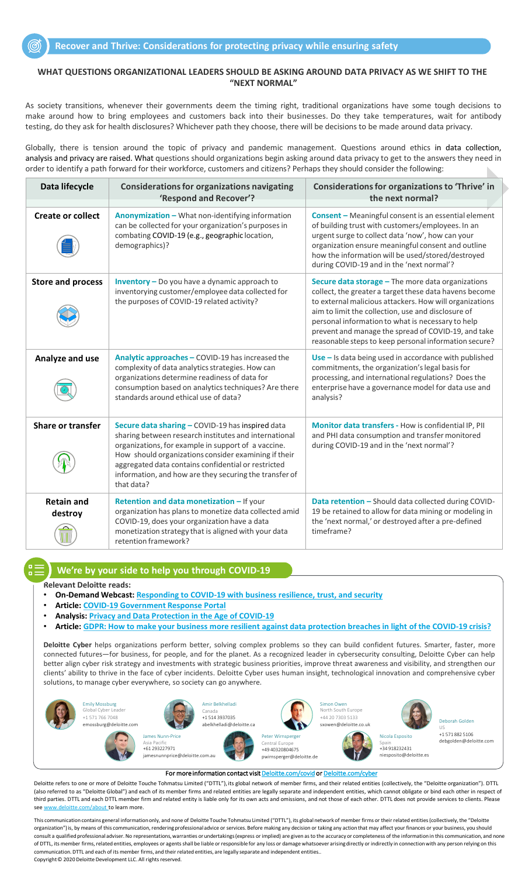## Recover and Thrive: Considerations for protecting privacy while ensuring safety

### WHAT QUESTIONS ORGANIZATIONAL LEADERS SHOULD BE ASKING AROUND DATA PRIVACY AS WE SHIFT TO THE "NEXT NORMAL"

As society transitions, whenever their governments deem the timing right, traditional organizations have some tough decisions to make around how to bring employees and customers back into their businesses. Do they take temperatures, wait for antibody testing, do they ask for health disclosures? Whichever path they choose, there will be decisions to be made around data privacy.

Globally, there is tension around the topic of privacy and pandemic management. Questions around ethics in data collection, analysis and privacy are raised. What questions should organizations begin asking around data privacy to get to the answers they need in order to identify a path forward for their workforce, customers and citizens? Perhaps they should consider the following:

| Data lifecycle | Considerations for organizations navigating 'Respond and Recover'? | Considerations for organizations to 'Thrive' in the next normal? |
|---|---|---|
| Create or collect | **Anonymization –** What non-identifying information can be collected for your organization's purposes in combating COVID-19 (e.g., geographic location, demographics)? | **Consent –** Meaningful consent is an essential element of building trust with customers/employees. In an urgent surge to collect data 'now', how can your organization ensure meaningful consent and outline how the information will be used/stored/destroyed during COVID-19 and in the 'next normal'? |
| Store and process | **Inventory –** Do you have a dynamic approach to inventorying customer/employee data collected for the purposes of COVID-19 related activity? | **Secure data storage –** The more data organizations collect, the greater a target these data havens become to external malicious attackers. How will organizations aim to limit the collection, use and disclosure of personal information to what is necessary to help prevent and manage the spread of COVID-19, and take reasonable steps to keep personal information secure? |
| Analyze and use | **Analytic approaches –** COVID-19 has increased the complexity of data analytics strategies. How can organizations determine readiness of data for consumption based on analytics techniques? Are there standards around ethical use of data? | **Use –** Is data being used in accordance with published commitments, the organization's legal basis for processing, and international regulations? Does the enterprise have a governance model for data use and analysis? |
| Share or transfer | **Secure data sharing –** COVID-19 has inspired data sharing between research institutes and international organizations, for example in support of a vaccine. How should organizations consider examining if their aggregated data contains confidential or restricted information, and how are they securing the transfer of that data? | **Monitor data transfers -** How is confidential IP, PII and PHI data consumption and transfer monitored during COVID-19 and in the 'next normal'? |
| Retain and destroy | **Retention and data monetization –** If your organization has plans to monetize data collected amid COVID-19, does your organization have a data monetization strategy that is aligned with your data retention framework? | **Data retention –** Should data collected during COVID-19 be retained to allow for data mining or modeling in the 'next normal,' or destroyed after a pre-defined timeframe? |

## We're by your side to help you through COVID-19

**Relevant Deloitte reads:**

- **On-Demand Webcast: Responding to COVID-19 with business resilience, trust, and security**
- **Article: COVID-19 Government Response Portal**
- **Analysis: Privacy and Data Protection in the Age of COVID-19**
- **Article: GDPR: How to make your business more resilient against data protection breaches in light of the COVID-19 crisis?**

**Deloitte Cyber** helps organizations perform better, solving complex problems so they can build confident futures. Smarter, faster, more connected futures—for business, for people, and for the planet. As a recognized leader in cybersecurity consulting, Deloitte Cyber can help better align cyber risk strategy and investments with strategic business priorities, improve threat awareness and visibility, and strengthen our clients' ability to thrive in the face of cyber incidents. Deloitte Cyber uses human insight, technological innovation and comprehensive cyber solutions, to manage cyber everywhere, so society can go anywhere.

Emily Mossburg
Global Cyber Leader
+1 571 766 7048
emossburg@deloitte.com

Amir Belkhelladi
Canada
+1 514 3937035
abelkhelladi@deloitte.ca

Simon Owen
North South Europe
+44 20 7303 5133
sxowen@deloitte.co.uk

Deborah Golden
US
+1 571 882 5106
debgolden@deloitte.com

James Nunn-Price
Asia Pacific
+61 293227971
jamesnunnprice@deloitte.com.au

Peter Wirnsperger
Central Europe
+49 40320804675
pwirnsperger@deloitte.de

Nicola Esposito
Spain
+34 918232431
niesposito@deloitte.es

For more information contact visit Deloitte.com/covid or Deloitte.com/cyber

Deloitte refers to one or more of Deloitte Touche Tohmatsu Limited ("DTTL"), its global network of member firms, and their related entities (collectively, the "Deloitte organization"). DTTL (also referred to as "Deloitte Global") and each of its member firms and related entities are legally separate and independent entities, which cannot obligate or bind each other in respect of third parties. DTTL and each DTTL member firm and related entity is liable only for its own acts and omissions, and not those of each other. DTTL does not provide services to clients. Please see www.deloitte.com/about to learn more.

This communication contains general information only, and none of Deloitte Touche Tohmatsu Limited ("DTTL"), its global network of member firms or their related entities (collectively, the "Deloitte organization") is, by means of this communication, rendering professional advice or services. Before making any decision or taking any action that may affect your finances or your business, you should consult a qualified professional adviser. No representations, warranties or undertakings (express or implied) are given as to the accuracy or completeness of the information in this communication, and none of DTTL, its member firms, related entities, employees or agents shall be liable or responsible for any loss or damage whatsoever arising directly or indirectly in connection with any person relying on this communication. DTTL and each of its member firms, and their related entities, are legally separate and independent entities..

Copyright © 2020 Deloitte Development LLC. All rights reserved.